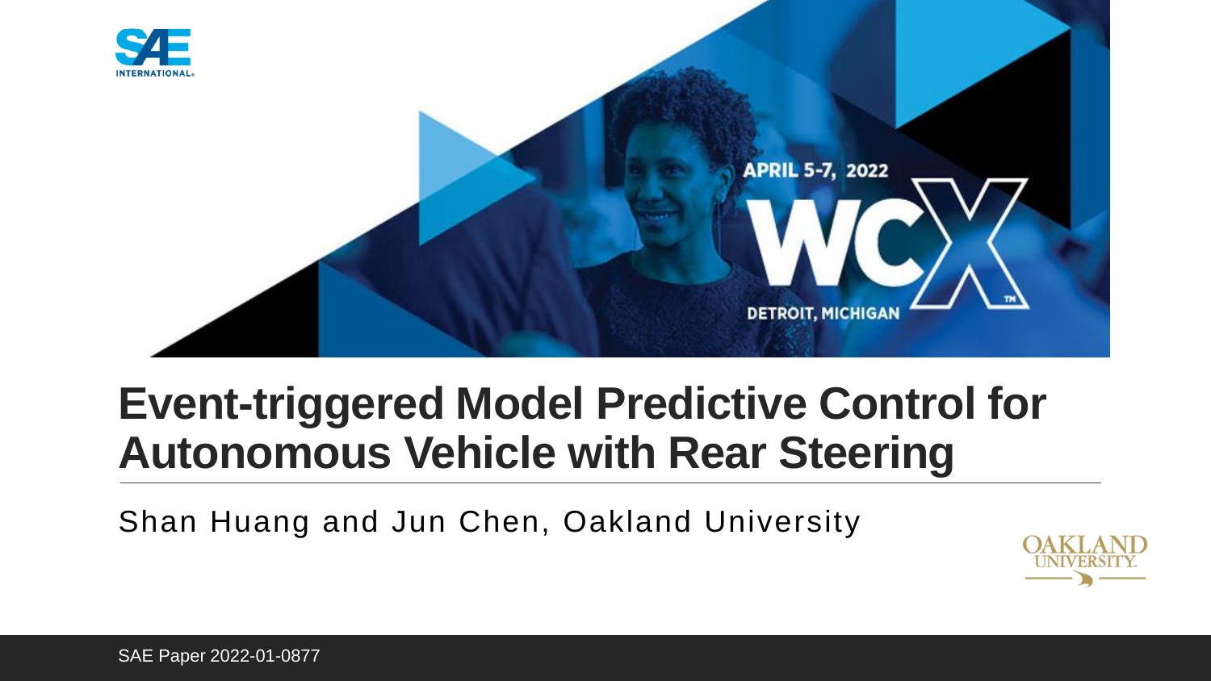# Event-triggered Model Predictive Control for Autonomous Vehicle with Rear Steering

Shan Huang and Jun Chen, Oakland University

SAE Paper 2022-01-0877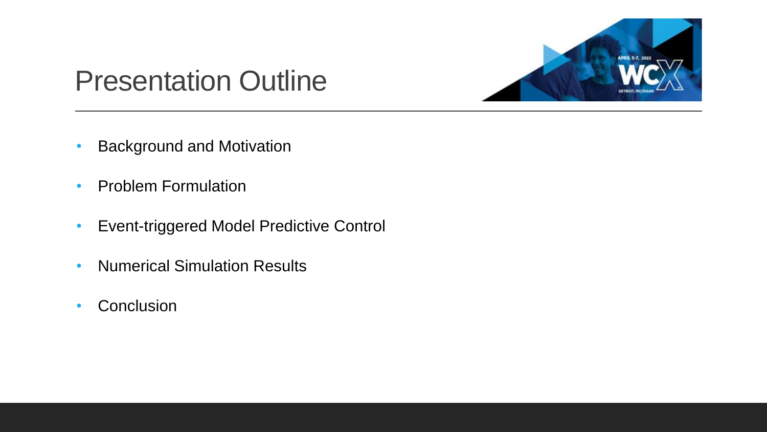# Presentation Outline

- Background and Motivation
- Problem Formulation
- Event-triggered Model Predictive Control
- Numerical Simulation Results
- Conclusion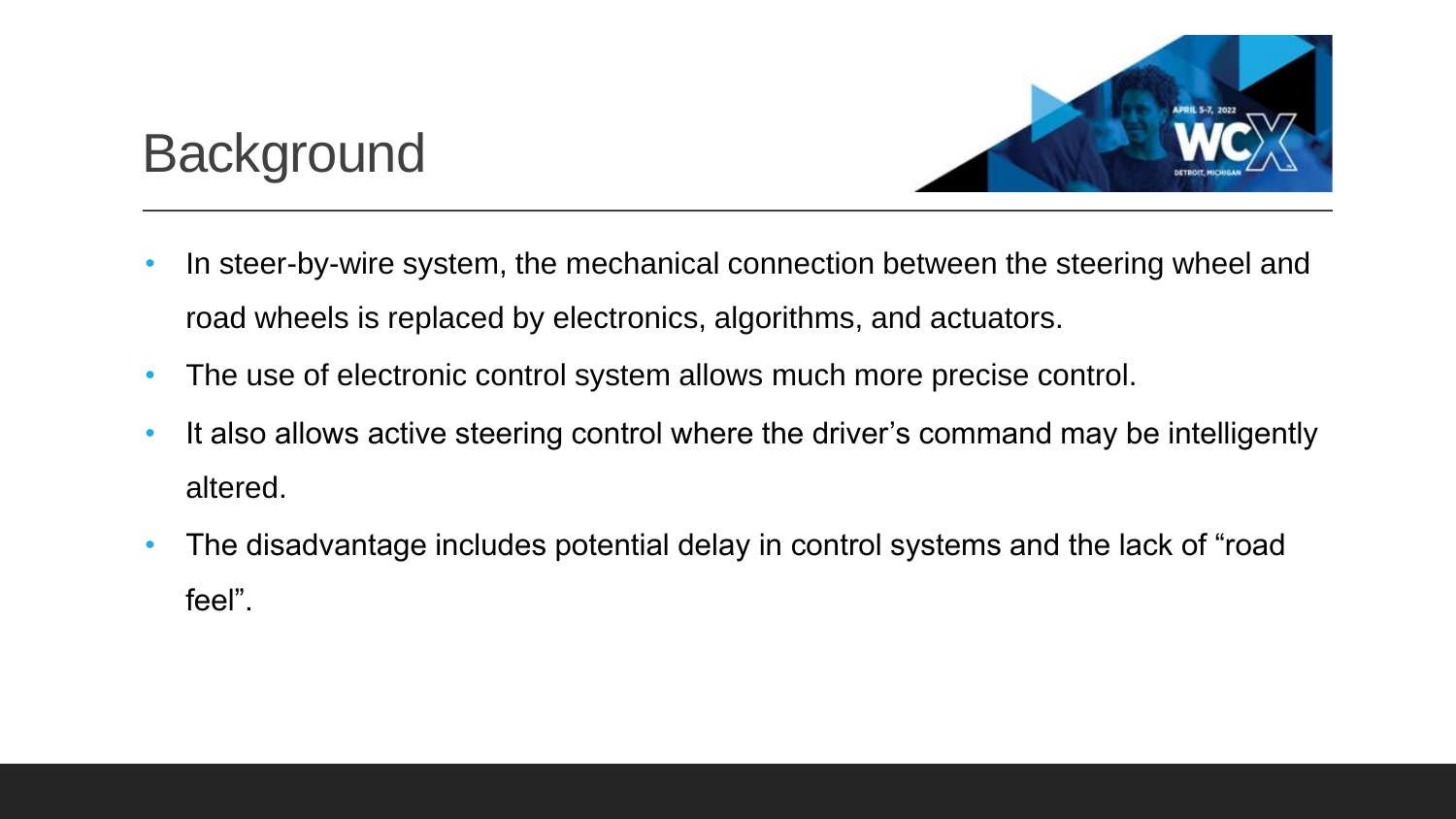# Background

- In steer-by-wire system, the mechanical connection between the steering wheel and road wheels is replaced by electronics, algorithms, and actuators.
- The use of electronic control system allows much more precise control.
- It also allows active steering control where the driver's command may be intelligently altered.
- The disadvantage includes potential delay in control systems and the lack of "road feel".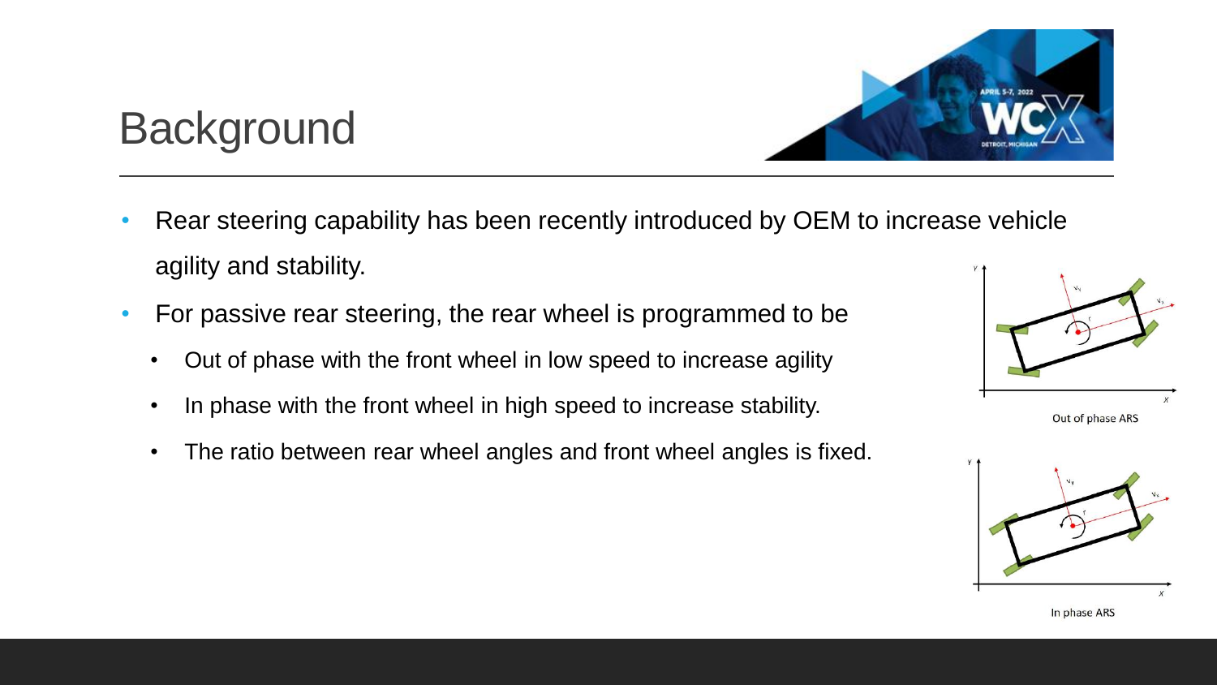# Background

- Rear steering capability has been recently introduced by OEM to increase vehicle agility and stability.
- For passive rear steering, the rear wheel is programmed to be
  - Out of phase with the front wheel in low speed to increase agility
  - In phase with the front wheel in high speed to increase stability.
  - The ratio between rear wheel angles and front wheel angles is fixed.

Out of phase ARS

In phase ARS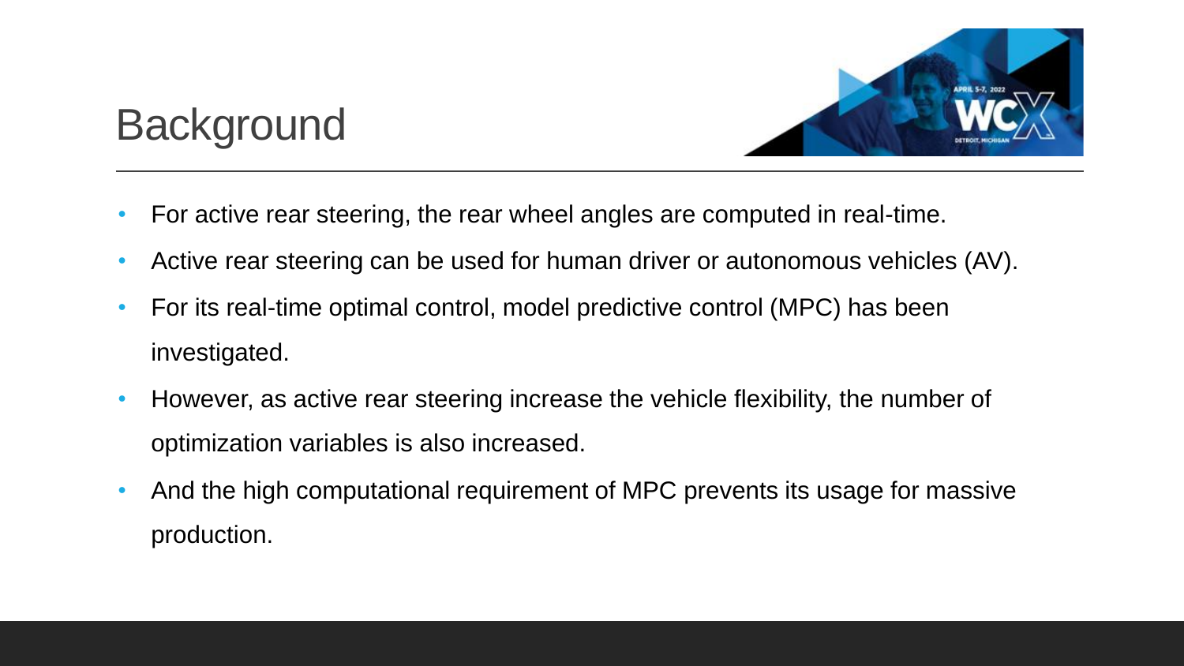# Background

- For active rear steering, the rear wheel angles are computed in real-time.
- Active rear steering can be used for human driver or autonomous vehicles (AV).
- For its real-time optimal control, model predictive control (MPC) has been investigated.
- However, as active rear steering increase the vehicle flexibility, the number of optimization variables is also increased.
- And the high computational requirement of MPC prevents its usage for massive production.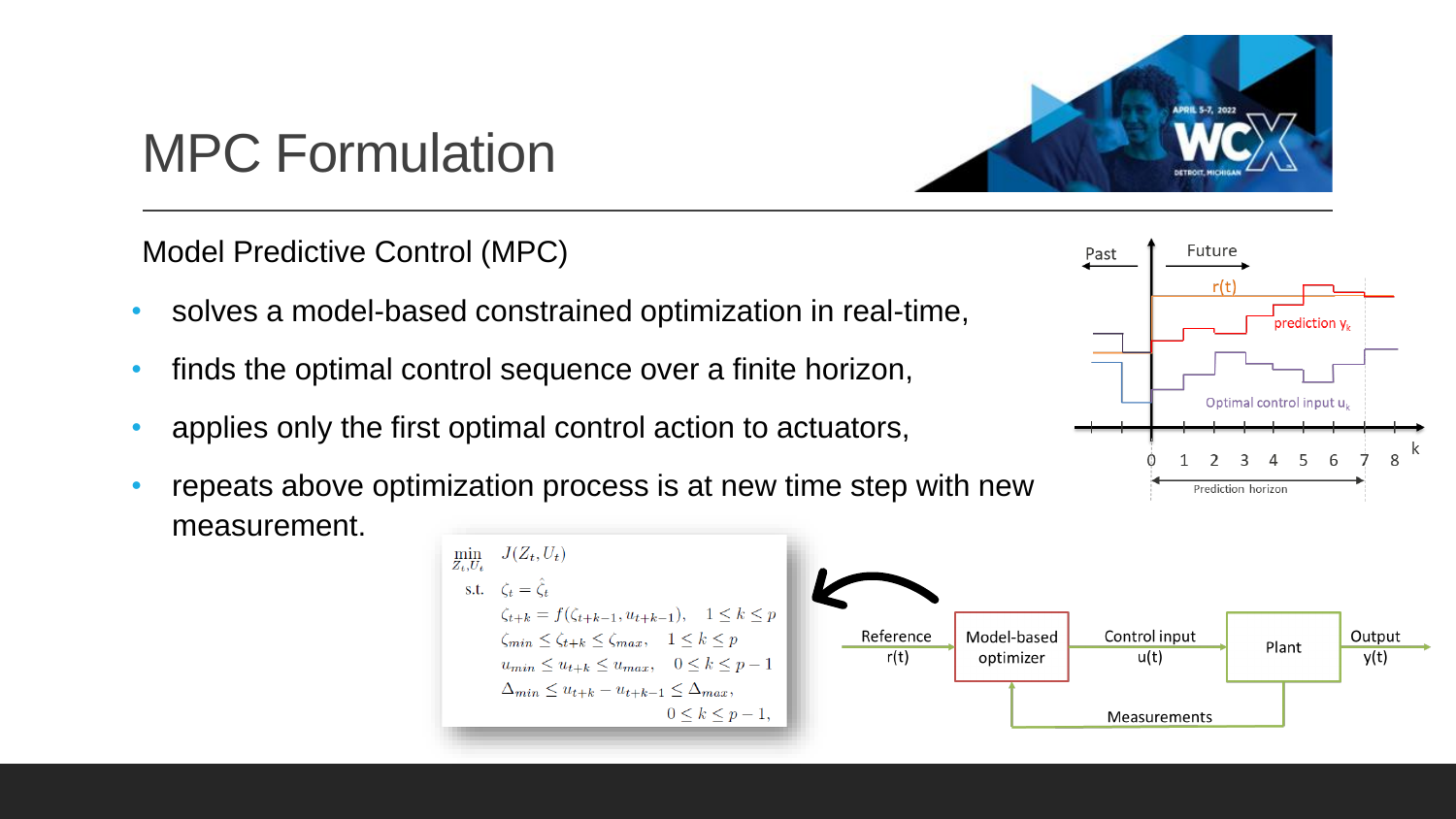# MPC Formulation

Model Predictive Control (MPC)

- solves a model-based constrained optimization in real-time,
- finds the optimal control sequence over a finite horizon,
- applies only the first optimal control action to actuators,
- repeats above optimization process is at new time step with new measurement.

$$
\begin{aligned}
\min_{Z_t, U_t} \quad & J(Z_t, U_t) \\
\text{s.t.} \quad & \zeta_t = \hat{\zeta}_t \\
& \zeta_{t+k} = f(\zeta_{t+k-1}, u_{t+k-1}), \quad 1 \le k \le p \\
& \zeta_{min} \le \zeta_{t+k} \le \zeta_{max}, \quad 1 \le k \le p \\
& u_{min} \le u_{t+k} \le u_{max}, \quad 0 \le k \le p-1 \\
& \Delta_{min} \le u_{t+k} - u_{t+k-1} \le \Delta_{max}, \\
& \qquad\qquad\qquad\qquad 0 \le k \le p-1,
\end{aligned}
$$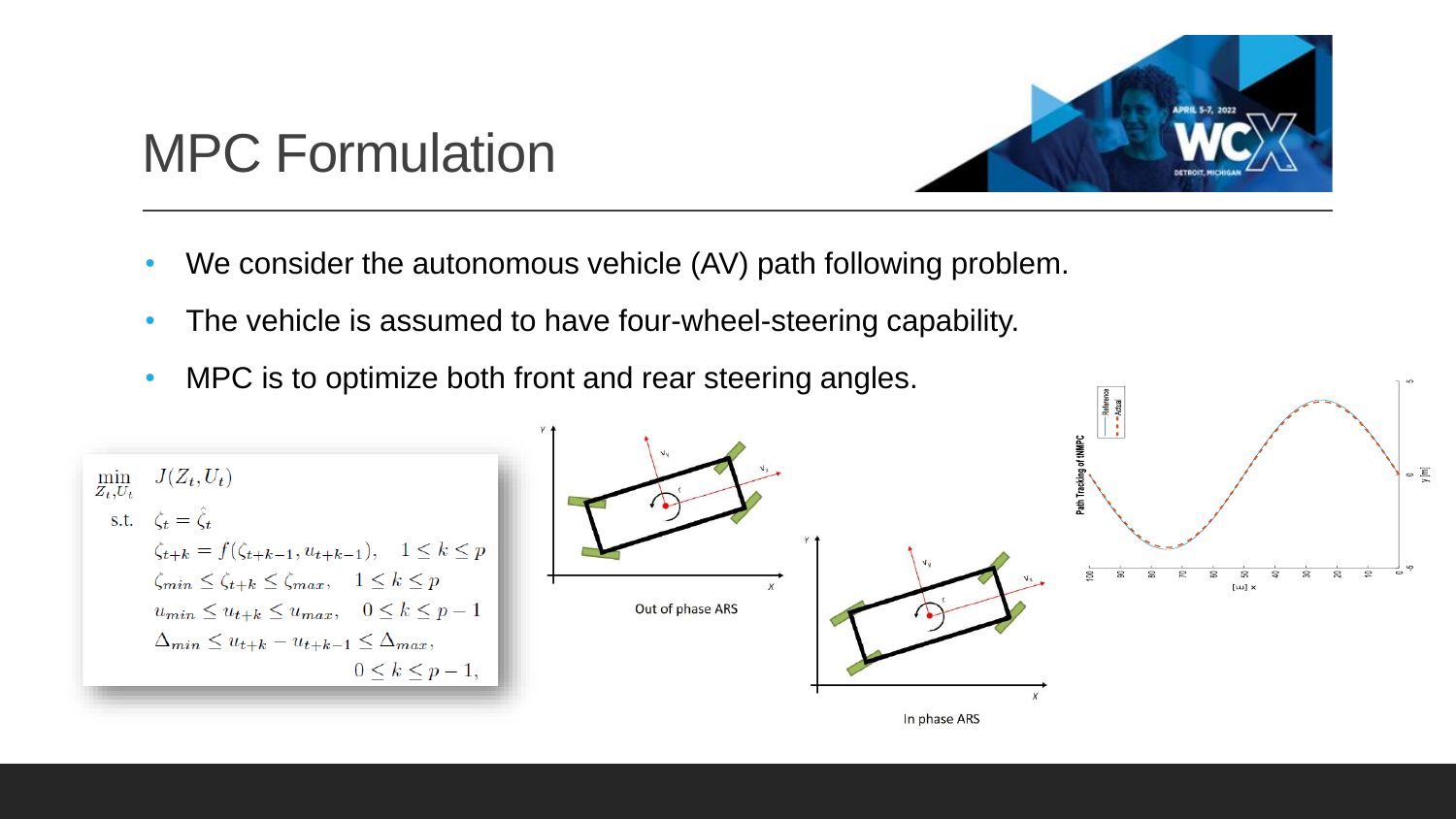# MPC Formulation

- We consider the autonomous vehicle (AV) path following problem.
- The vehicle is assumed to have four-wheel-steering capability.
- MPC is to optimize both front and rear steering angles.

$$
\begin{aligned}
\min_{Z_t, U_t} \quad & J(Z_t, U_t) \\
\text{s.t.} \quad & \zeta_t = \hat{\zeta}_t \\
& \zeta_{t+k} = f(\zeta_{t+k-1}, u_{t+k-1}), \quad 1 \le k \le p \\
& \zeta_{min} \le \zeta_{t+k} \le \zeta_{max}, \quad 1 \le k \le p \\
& u_{min} \le u_{t+k} \le u_{max}, \quad 0 \le k \le p-1 \\
& \Delta_{min} \le u_{t+k} - u_{t+k-1} \le \Delta_{max}, \\
& \qquad\qquad\qquad\qquad 0 \le k \le p-1,
\end{aligned}
$$

Out of phase ARS

In phase ARS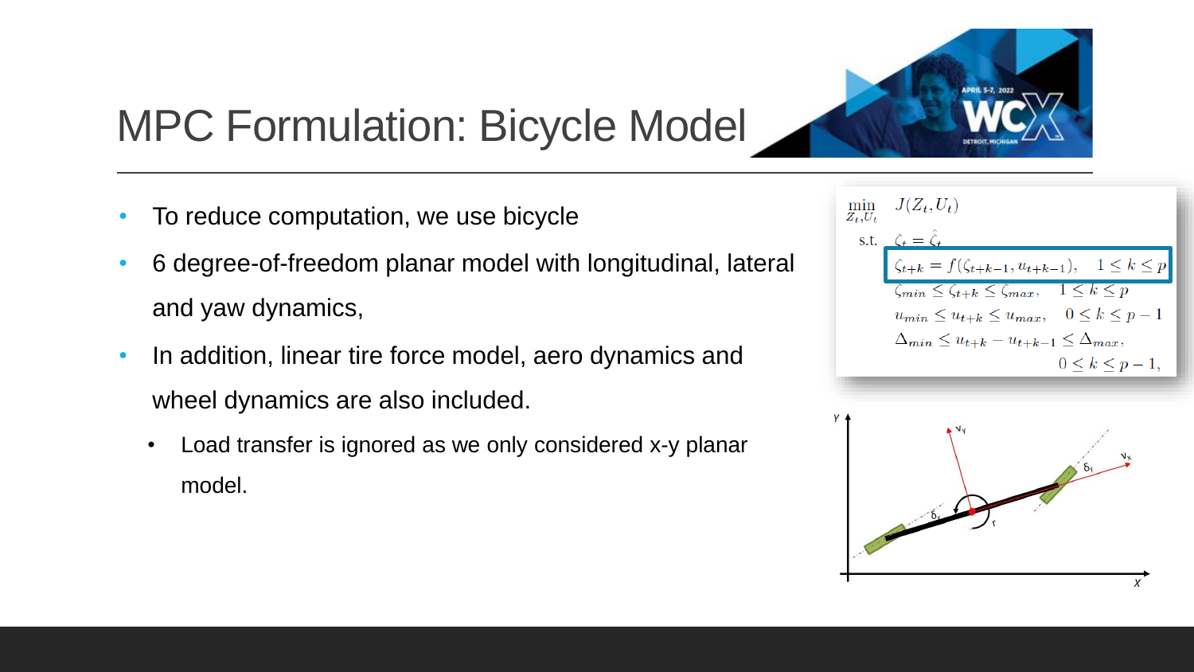# MPC Formulation: Bicycle Model

- To reduce computation, we use bicycle
- 6 degree-of-freedom planar model with longitudinal, lateral and yaw dynamics,
- In addition, linear tire force model, aero dynamics and wheel dynamics are also included.
  - Load transfer is ignored as we only considered x-y planar model.

$$
\begin{aligned}
\min_{Z_t, U_t} \quad & J(Z_t, U_t) \\
\text{s.t.} \quad & \zeta_t = \hat{\zeta}_t \\
& \zeta_{t+k} = f(\zeta_{t+k-1}, u_{t+k-1}), \quad 1 \le k \le p \\
& \zeta_{min} \le \zeta_{t+k} \le \zeta_{max}, \quad 1 \le k \le p \\
& u_{min} \le u_{t+k} \le u_{max}, \quad 0 \le k \le p-1 \\
& \Delta_{min} \le u_{t+k} - u_{t+k-1} \le \Delta_{max}, \\
& \qquad\qquad\qquad\qquad 0 \le k \le p-1,
\end{aligned}
$$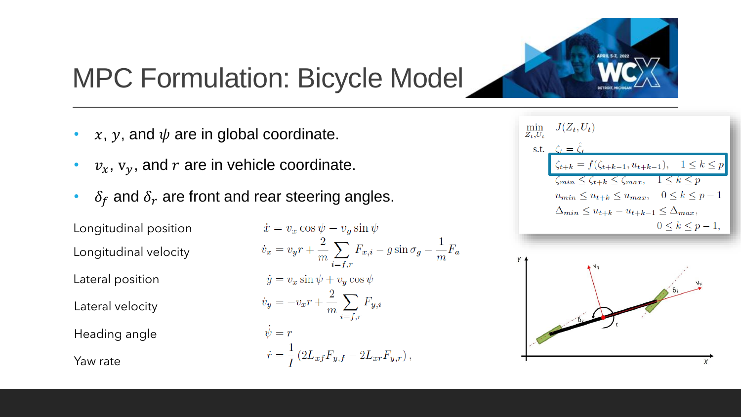# MPC Formulation: Bicycle Model

- $x$, $y$, and $\psi$ are in global coordinate.
- $v_x$, $v_y$, and $r$ are in vehicle coordinate.
- $\delta_f$ and $\delta_r$ are front and rear steering angles.

| | |
|---|---|
| Longitudinal position | $\dot{x} = v_x \cos\psi - v_y \sin\psi$ |
| Longitudinal velocity | $\dot{v}_x = v_y r + \frac{2}{m} \sum_{i=f,r} F_{x,i} - g \sin\sigma_g - \frac{1}{m} F_a$ |
| Lateral position | $\dot{y} = v_x \sin\psi + v_y \cos\psi$ |
| Lateral velocity | $\dot{v}_y = -v_x r + \frac{2}{m} \sum_{i=f,r} F_{y,i}$ |
| Heading angle | $\dot{\psi} = r$ |
| Yaw rate | $\dot{r} = \frac{1}{I}\left(2L_{xf}F_{y,f} - 2L_{xr}F_{y,r}\right),$ |

$$
\begin{aligned}
\min_{Z_t, U_t} \quad & J(Z_t, U_t) \\
\text{s.t.} \quad & \zeta_t = \hat{\zeta}_t \\
& \zeta_{t+k} = f(\zeta_{t+k-1}, u_{t+k-1}), \quad 1 \le k \le p \\
& \zeta_{min} \le \zeta_{t+k} \le \zeta_{max}, \quad 1 \le k \le p \\
& u_{min} \le u_{t+k} \le u_{max}, \quad 0 \le k \le p-1 \\
& \Delta_{min} \le u_{t+k} - u_{t+k-1} \le \Delta_{max}, \\
& \qquad 0 \le k \le p-1,
\end{aligned}
$$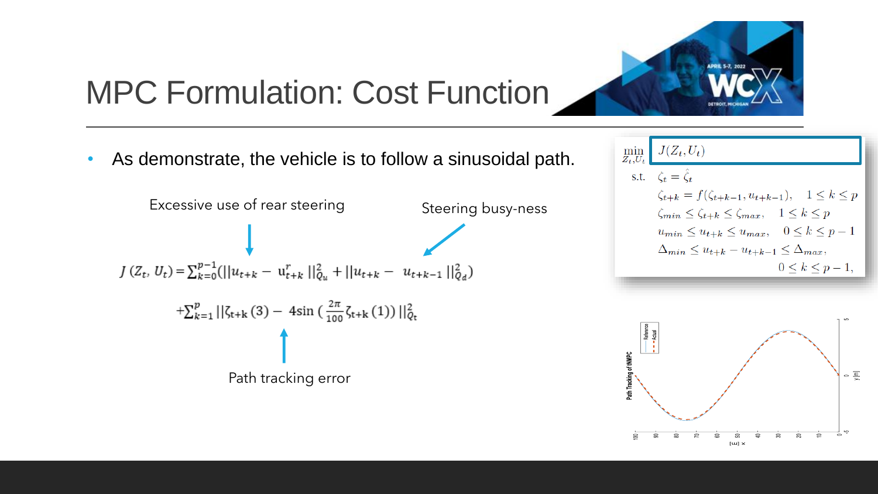# MPC Formulation: Cost Function

- As demonstrate, the vehicle is to follow a sinusoidal path.

Excessive use of rear steering

Steering busy-ness

$$J(Z_t, U_t) = \sum_{k=0}^{p-1} (||u_{t+k} - u^r_{t+k}||^2_{Q_u} + ||u_{t+k} - u_{t+k-1}||^2_{Q_d})$$

$$+\sum_{k=1}^{p} ||\zeta_{t+k}(3) - 4\sin\left(\frac{2\pi}{100}\zeta_{t+k}(1)\right)||^2_{Q_t}$$

Path tracking error

$$
\begin{aligned}
\min_{Z_t, U_t} \quad & J(Z_t, U_t) \\
\text{s.t.} \quad & \zeta_t = \hat{\zeta}_t \\
& \zeta_{t+k} = f(\zeta_{t+k-1}, u_{t+k-1}), \quad 1 \le k \le p \\
& \zeta_{min} \le \zeta_{t+k} \le \zeta_{max}, \quad 1 \le k \le p \\
& u_{min} \le u_{t+k} \le u_{max}, \quad 0 \le k \le p-1 \\
& \Delta_{min} \le u_{t+k} - u_{t+k-1} \le \Delta_{max}, \\
& \qquad 0 \le k \le p-1,
\end{aligned}
$$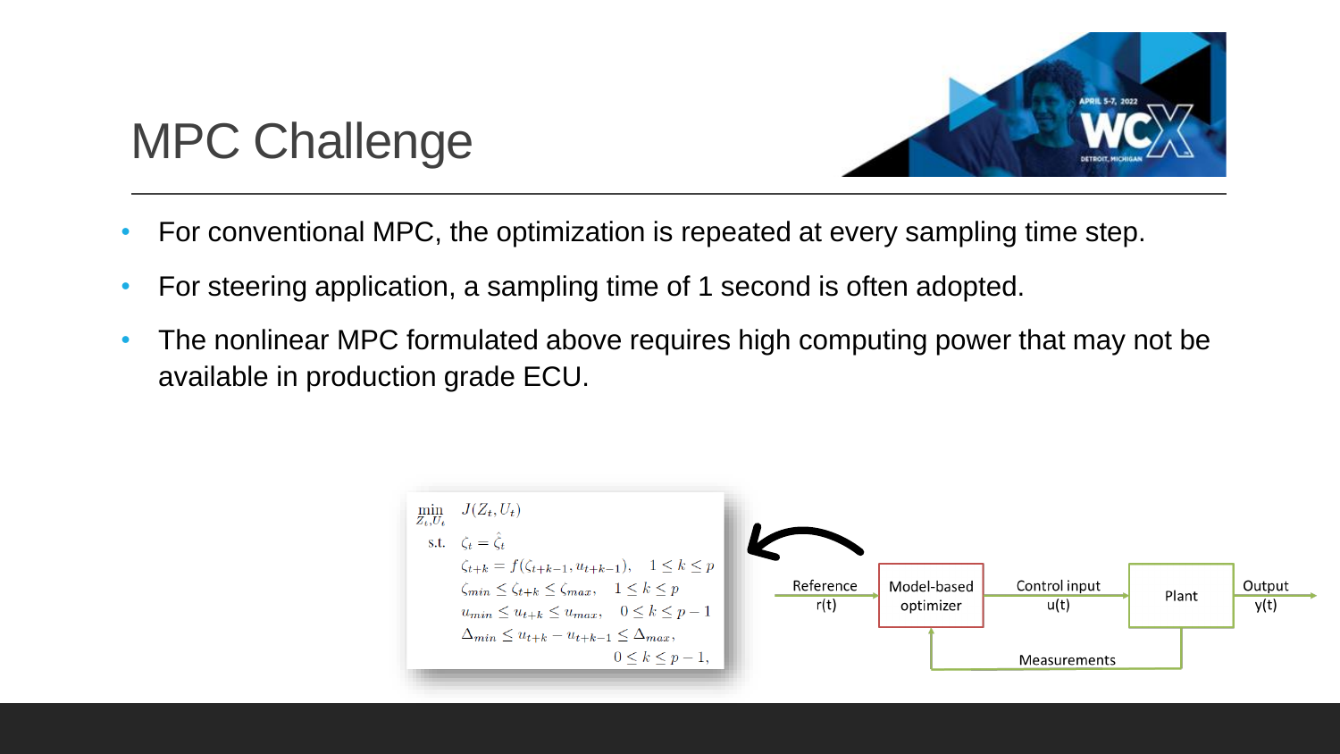# MPC Challenge

- For conventional MPC, the optimization is repeated at every sampling time step.
- For steering application, a sampling time of 1 second is often adopted.
- The nonlinear MPC formulated above requires high computing power that may not be available in production grade ECU.

$$
\begin{aligned}
\min_{Z_t, U_t} \quad & J(Z_t, U_t) \\
\text{s.t.} \quad & \zeta_t = \hat{\zeta}_t \\
& \zeta_{t+k} = f(\zeta_{t+k-1}, u_{t+k-1}), \quad 1 \leq k \leq p \\
& \zeta_{min} \leq \zeta_{t+k} \leq \zeta_{max}, \quad 1 \leq k \leq p \\
& u_{min} \leq u_{t+k} \leq u_{max}, \quad 0 \leq k \leq p-1 \\
& \Delta_{min} \leq u_{t+k} - u_{t+k-1} \leq \Delta_{max}, \\
& \qquad 0 \leq k \leq p-1,
\end{aligned}
$$

Reference r(t) → Model-based optimizer → Control input u(t) → Plant → Output y(t); Measurements (feedback from Plant to Model-based optimizer)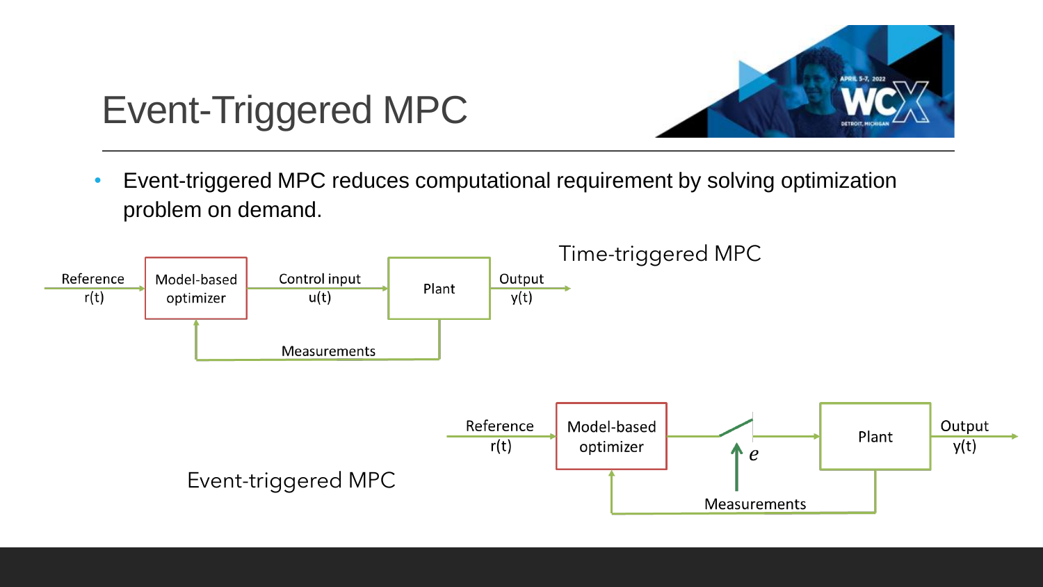# Event-Triggered MPC

- Event-triggered MPC reduces computational requirement by solving optimization problem on demand.

Time-triggered MPC

Reference $r(t)$ → Model-based optimizer → Control input $u(t)$ → Plant → Output $y(t)$

Measurements

Event-triggered MPC

Reference $r(t)$ → Model-based optimizer → $e$ → Plant → Output $y(t)$

Measurements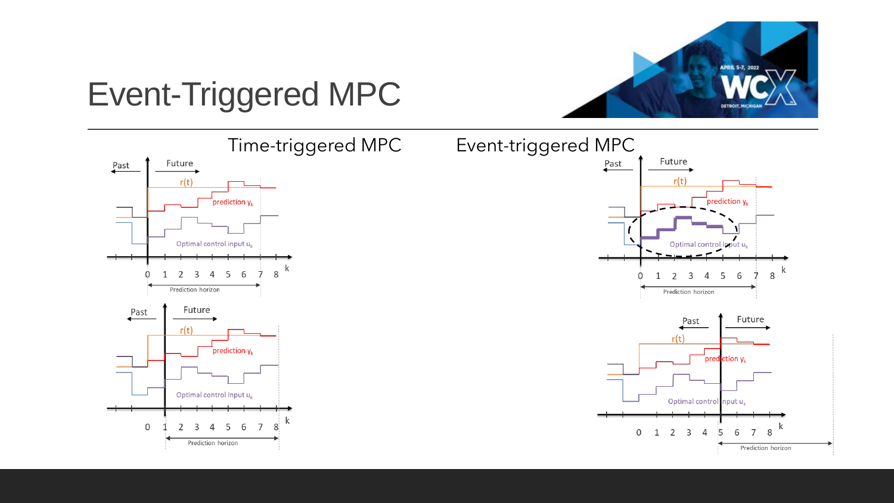# Event-Triggered MPC

Time-triggered MPC

Event-triggered MPC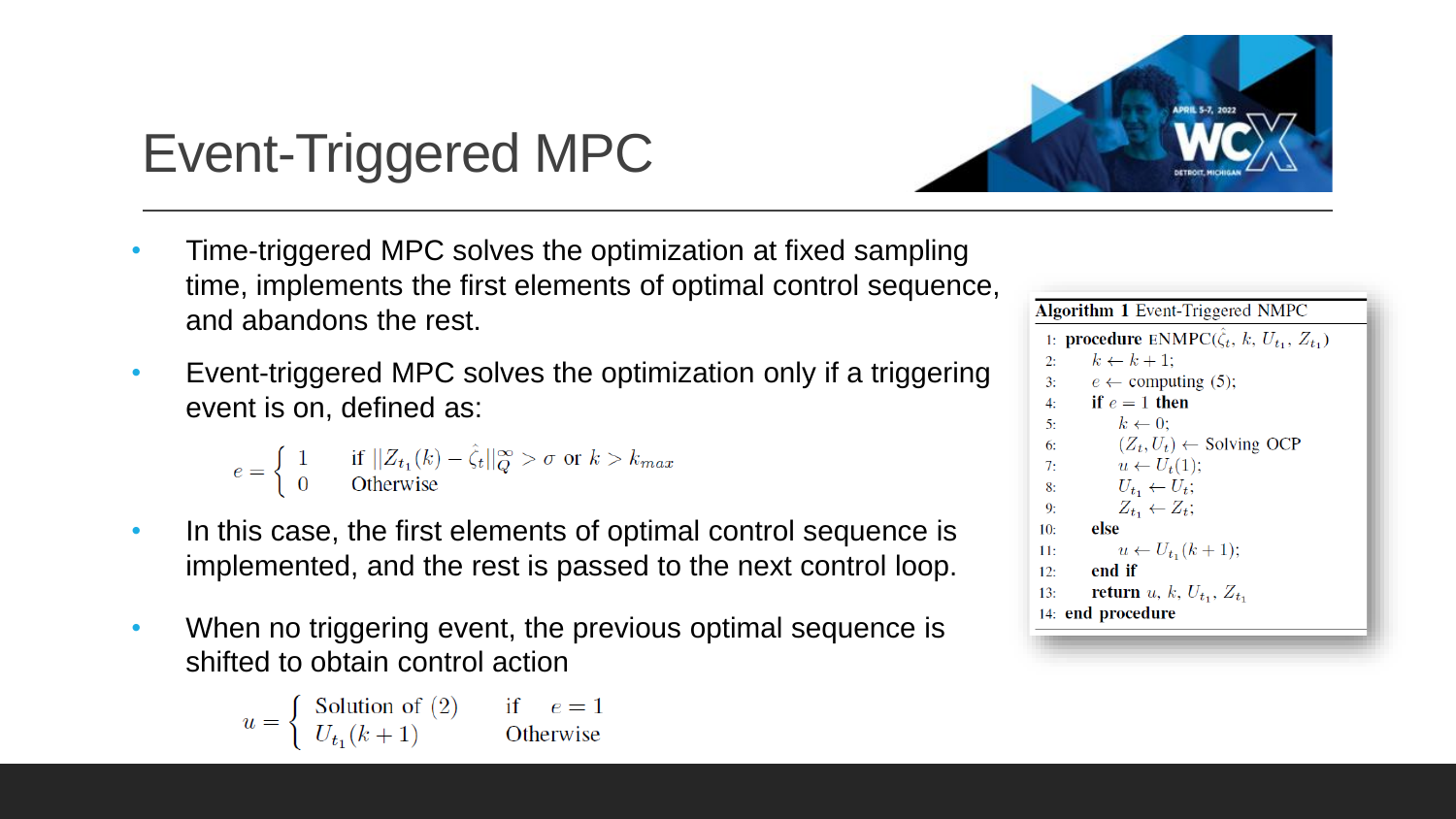# Event-Triggered MPC

- Time-triggered MPC solves the optimization at fixed sampling time, implements the first elements of optimal control sequence, and abandons the rest.
- Event-triggered MPC solves the optimization only if a triggering event is on, defined as:

$$e = \begin{cases} 1 & \text{if } ||Z_{t_1}(k) - \hat{\zeta}_t||_Q^\infty > \sigma \text{ or } k > k_{max} \\ 0 & \text{Otherwise} \end{cases}$$

- In this case, the first elements of optimal control sequence is implemented, and the rest is passed to the next control loop.
- When no triggering event, the previous optimal sequence is shifted to obtain control action

$$u = \begin{cases} \text{Solution of (2)} & \text{if} \quad e = 1 \\ U_{t_1}(k+1) & \text{Otherwise} \end{cases}$$

**Algorithm 1** Event-Triggered NMPC

```
1:  procedure ENMPC(ζ̂_t, k, U_t1, Z_t1)
2:      k ← k + 1;
3:      e ← computing (5);
4:      if e = 1 then
5:          k ← 0;
6:          (Z_t, U_t) ← Solving OCP
7:          u ← U_t(1);
8:          U_t1 ← U_t;
9:          Z_t1 ← Z_t;
10:     else
11:         u ← U_t1(k + 1);
12:     end if
13:     return u, k, U_t1, Z_t1
14: end procedure
```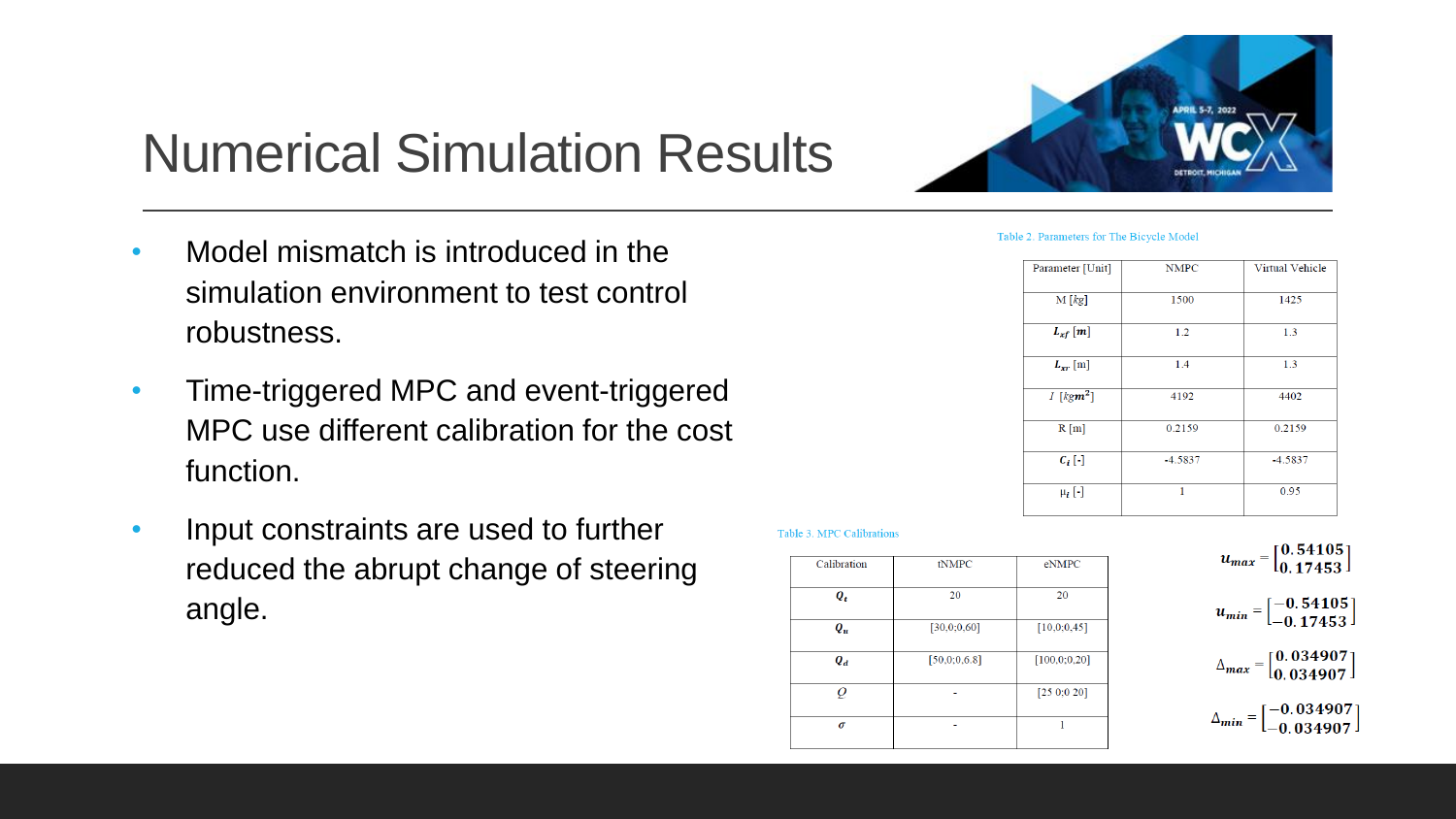# Numerical Simulation Results

- Model mismatch is introduced in the simulation environment to test control robustness.
- Time-triggered MPC and event-triggered MPC use different calibration for the cost function.
- Input constraints are used to further reduced the abrupt change of steering angle.

Table 2. Parameters for The Bicycle Model

| Parameter [Unit] | NMPC | Virtual Vehicle |
|---|---|---|
| M [$kg$] | 1500 | 1425 |
| $L_{xf}$ [$m$] | 1.2 | 1.3 |
| $L_{xr}$ [m] | 1.4 | 1.3 |
| $I$ [$kgm^2$] | 4192 | 4402 |
| R [m] | 0.2159 | 0.2159 |
| $C_i$ [-] | -4.5837 | -4.5837 |
| $\mu_i$ [-] | 1 | 0.95 |

Table 3. MPC Calibrations

| Calibration | tNMPC | eNMPC |
|---|---|---|
| $Q_t$ | 20 | 20 |
| $Q_u$ | [30,0;0,60] | [10,0;0,45] |
| $Q_d$ | [50,0;0,6.8] | [100,0;0,20] |
| $Q$ | - | [25 0;0 20] |
| $\sigma$ | - | 1 |

$$u_{max} = \begin{bmatrix} 0.54105 \\ 0.17453 \end{bmatrix}$$

$$u_{min} = \begin{bmatrix} -0.54105 \\ -0.17453 \end{bmatrix}$$

$$\Delta_{max} = \begin{bmatrix} 0.034907 \\ 0.034907 \end{bmatrix}$$

$$\Delta_{min} = \begin{bmatrix} -0.034907 \\ -0.034907 \end{bmatrix}$$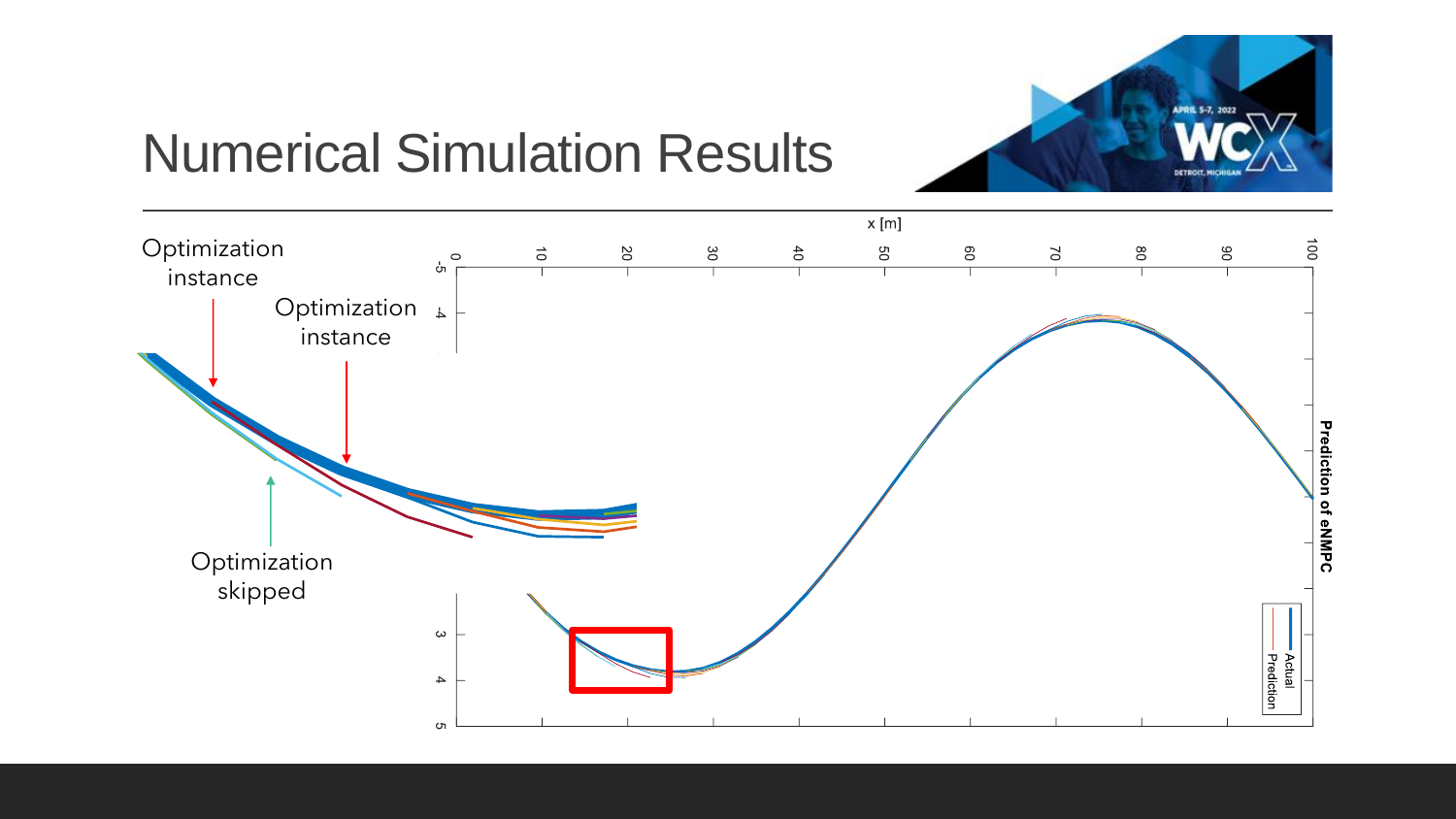# Numerical Simulation Results

Optimization instance

Optimization instance

Optimization skipped

x [m]

Prediction of eNMPC

Actual

Prediction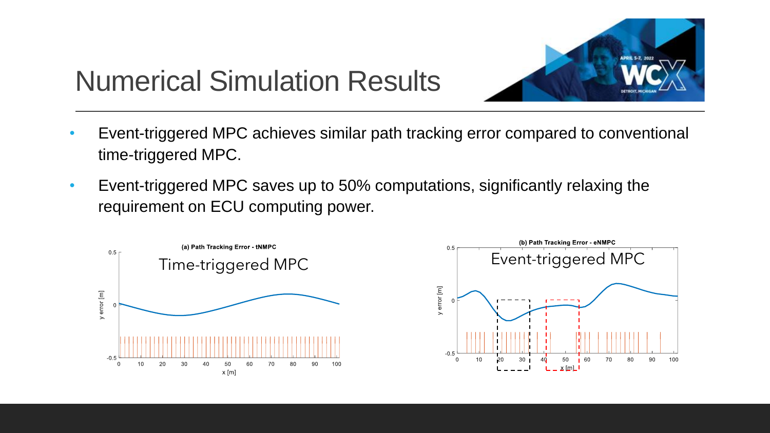# Numerical Simulation Results

- Event-triggered MPC achieves similar path tracking error compared to conventional time-triggered MPC.
- Event-triggered MPC saves up to 50% computations, significantly relaxing the requirement on ECU computing power.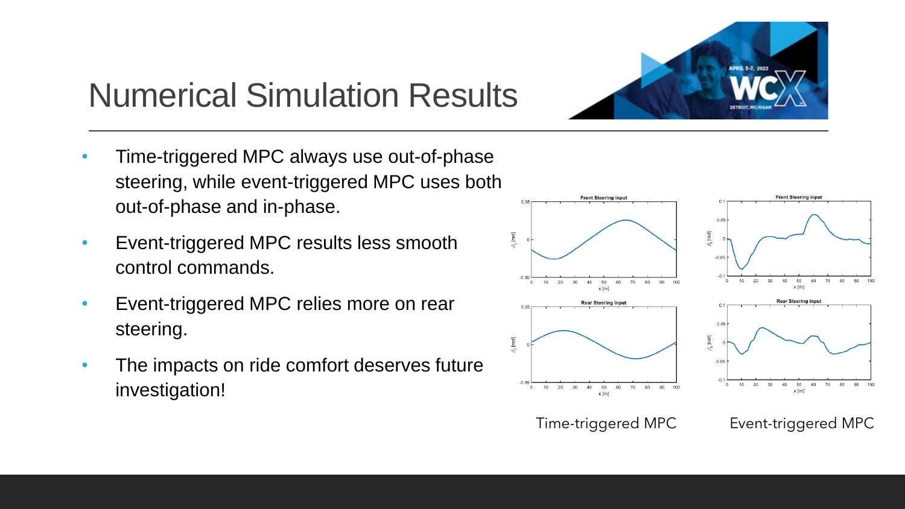# Numerical Simulation Results

- Time-triggered MPC always use out-of-phase steering, while event-triggered MPC uses both out-of-phase and in-phase.
- Event-triggered MPC results less smooth control commands.
- Event-triggered MPC relies more on rear steering.
- The impacts on ride comfort deserves future investigation!

Time-triggered MPC

Event-triggered MPC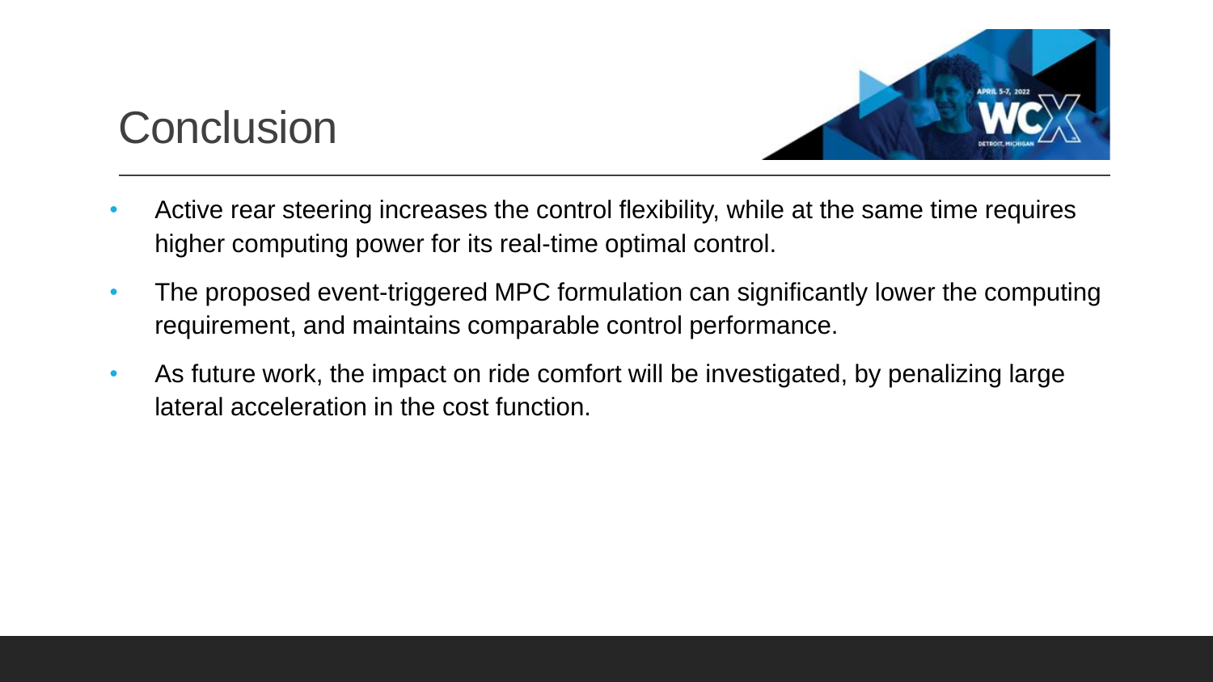# Conclusion

- Active rear steering increases the control flexibility, while at the same time requires higher computing power for its real-time optimal control.
- The proposed event-triggered MPC formulation can significantly lower the computing requirement, and maintains comparable control performance.
- As future work, the impact on ride comfort will be investigated, by penalizing large lateral acceleration in the cost function.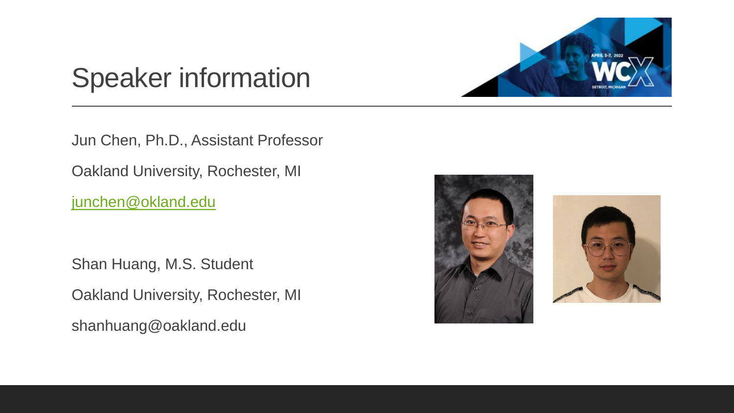# Speaker information

Jun Chen, Ph.D., Assistant Professor

Oakland University, Rochester, MI

[junchen@okland.edu](mailto:junchen@okland.edu)

Shan Huang, M.S. Student

Oakland University, Rochester, MI

shanhuang@oakland.edu